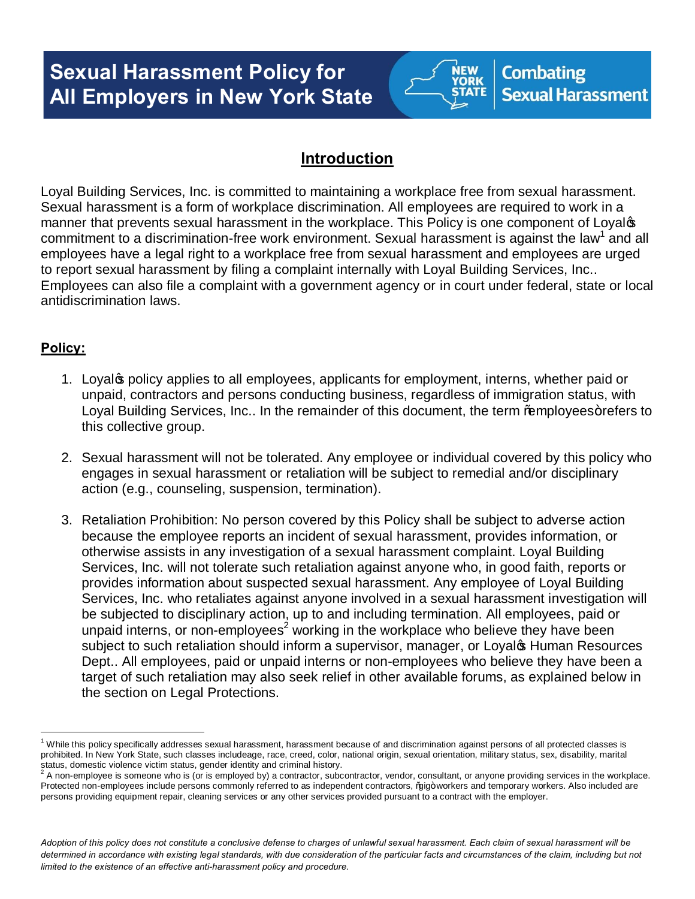# Sexual Harassment Policy for All Employers in New York State

NEW YORK STATE | Combating Sexual Harassment

## Introduction

Loyal Building Services, Inc. is committed to maintaining a workplace free from sexual harassment. Sexual harassment is a form of workplace discrimination. All employees are required to work in a manner that prevents sexual harassment in the workplace. This Policy is one component of Loyal's commitment to a discrimination-free work environment. Sexual harassment is against the law[1] and all employees have a legal right to a workplace free from sexual harassment and employees are urged to report sexual harassment by filing a complaint internally with Loyal Building Services, Inc.. Employees can also file a complaint with a government agency or in court under federal, state or local antidiscrimination laws.

### Policy:

1. Loyal's policy applies to all employees, applicants for employment, interns, whether paid or unpaid, contractors and persons conducting business, regardless of immigration status, with Loyal Building Services, Inc.. In the remainder of this document, the term "employees" refers to this collective group.

2. Sexual harassment will not be tolerated. Any employee or individual covered by this policy who engages in sexual harassment or retaliation will be subject to remedial and/or disciplinary action (e.g., counseling, suspension, termination).

3. Retaliation Prohibition: No person covered by this Policy shall be subject to adverse action because the employee reports an incident of sexual harassment, provides information, or otherwise assists in any investigation of a sexual harassment complaint. Loyal Building Services, Inc. will not tolerate such retaliation against anyone who, in good faith, reports or provides information about suspected sexual harassment. Any employee of Loyal Building Services, Inc. who retaliates against anyone involved in a sexual harassment investigation will be subjected to disciplinary action, up to and including termination. All employees, paid or unpaid interns, or non-employees[2] working in the workplace who believe they have been subject to such retaliation should inform a supervisor, manager, or Loyal's Human Resources Dept.. All employees, paid or unpaid interns or non-employees who believe they have been a target of such retaliation may also seek relief in other available forums, as explained below in the section on Legal Protections.

---

[1] While this policy specifically addresses sexual harassment, harassment because of and discrimination against persons of all protected classes is prohibited. In New York State, such classes includeage, race, creed, color, national origin, sexual orientation, military status, sex, disability, marital status, domestic violence victim status, gender identity and criminal history.

[2] A non-employee is someone who is (or is employed by) a contractor, subcontractor, vendor, consultant, or anyone providing services in the workplace. Protected non-employees include persons commonly referred to as independent contractors, "gig" workers and temporary workers. Also included are persons providing equipment repair, cleaning services or any other services provided pursuant to a contract with the employer.

*Adoption of this policy does not constitute a conclusive defense to charges of unlawful sexual harassment. Each claim of sexual harassment will be determined in accordance with existing legal standards, with due consideration of the particular facts and circumstances of the claim, including but not limited to the existence of an effective anti-harassment policy and procedure.*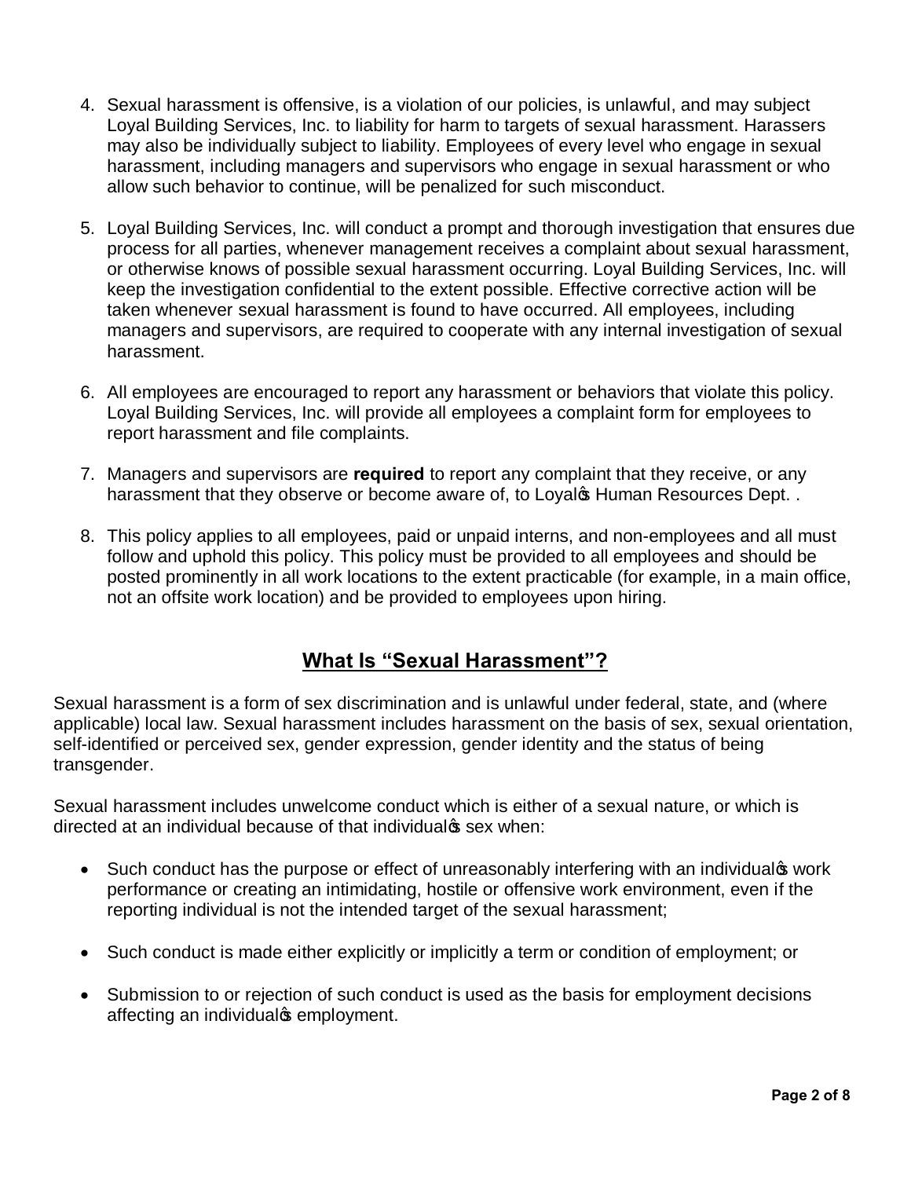4. Sexual harassment is offensive, is a violation of our policies, is unlawful, and may subject Loyal Building Services, Inc. to liability for harm to targets of sexual harassment. Harassers may also be individually subject to liability. Employees of every level who engage in sexual harassment, including managers and supervisors who engage in sexual harassment or who allow such behavior to continue, will be penalized for such misconduct.

5. Loyal Building Services, Inc. will conduct a prompt and thorough investigation that ensures due process for all parties, whenever management receives a complaint about sexual harassment, or otherwise knows of possible sexual harassment occurring. Loyal Building Services, Inc. will keep the investigation confidential to the extent possible. Effective corrective action will be taken whenever sexual harassment is found to have occurred. All employees, including managers and supervisors, are required to cooperate with any internal investigation of sexual harassment.

6. All employees are encouraged to report any harassment or behaviors that violate this policy. Loyal Building Services, Inc. will provide all employees a complaint form for employees to report harassment and file complaints.

7. Managers and supervisors are **required** to report any complaint that they receive, or any harassment that they observe or become aware of, to Loyal's Human Resources Dept. .

8. This policy applies to all employees, paid or unpaid interns, and non-employees and all must follow and uphold this policy. This policy must be provided to all employees and should be posted prominently in all work locations to the extent practicable (for example, in a main office, not an offsite work location) and be provided to employees upon hiring.

## What Is "Sexual Harassment"?

Sexual harassment is a form of sex discrimination and is unlawful under federal, state, and (where applicable) local law. Sexual harassment includes harassment on the basis of sex, sexual orientation, self-identified or perceived sex, gender expression, gender identity and the status of being transgender.

Sexual harassment includes unwelcome conduct which is either of a sexual nature, or which is directed at an individual because of that individual's sex when:

- Such conduct has the purpose or effect of unreasonably interfering with an individual's work performance or creating an intimidating, hostile or offensive work environment, even if the reporting individual is not the intended target of the sexual harassment;

- Such conduct is made either explicitly or implicitly a term or condition of employment; or

- Submission to or rejection of such conduct is used as the basis for employment decisions affecting an individual's employment.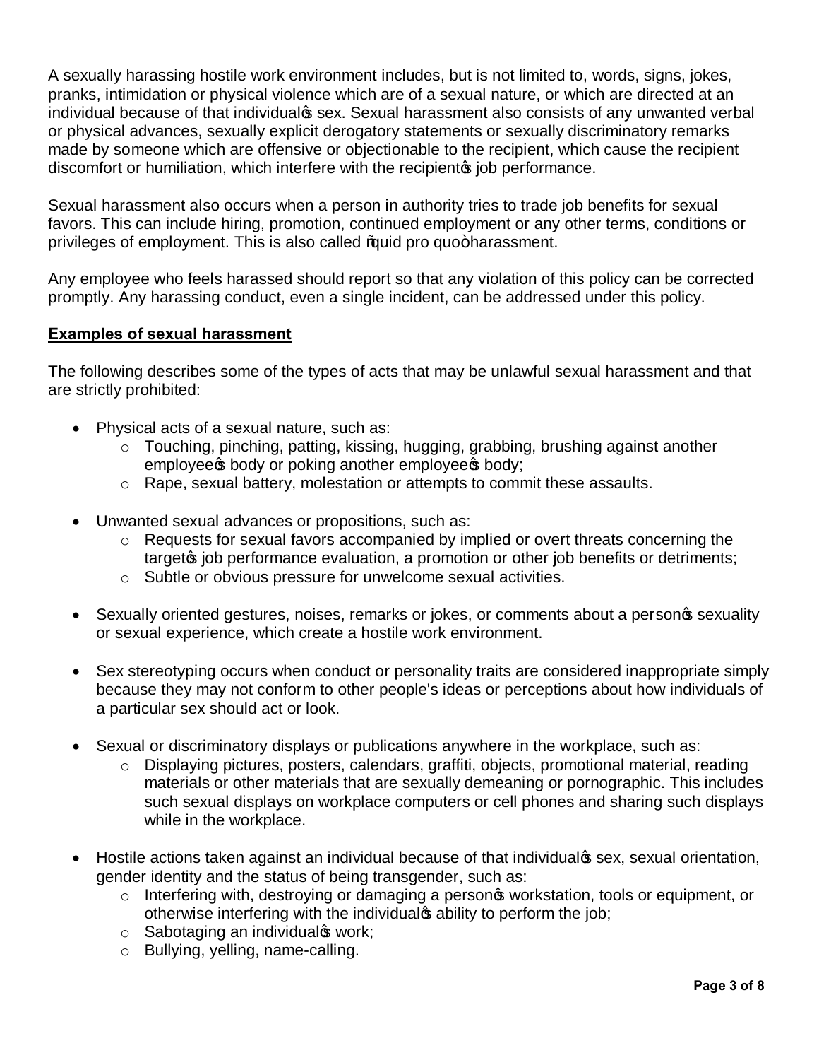A sexually harassing hostile work environment includes, but is not limited to, words, signs, jokes, pranks, intimidation or physical violence which are of a sexual nature, or which are directed at an individual because of that individual's sex. Sexual harassment also consists of any unwanted verbal or physical advances, sexually explicit derogatory statements or sexually discriminatory remarks made by someone which are offensive or objectionable to the recipient, which cause the recipient discomfort or humiliation, which interfere with the recipient's job performance.

Sexual harassment also occurs when a person in authority tries to trade job benefits for sexual favors. This can include hiring, promotion, continued employment or any other terms, conditions or privileges of employment. This is also called "quid pro quo" harassment.

Any employee who feels harassed should report so that any violation of this policy can be corrected promptly. Any harassing conduct, even a single incident, can be addressed under this policy.

**Examples of sexual harassment**

The following describes some of the types of acts that may be unlawful sexual harassment and that are strictly prohibited:

- Physical acts of a sexual nature, such as:
  - Touching, pinching, patting, kissing, hugging, grabbing, brushing against another employee's body or poking another employee's body;
  - Rape, sexual battery, molestation or attempts to commit these assaults.

- Unwanted sexual advances or propositions, such as:
  - Requests for sexual favors accompanied by implied or overt threats concerning the target's job performance evaluation, a promotion or other job benefits or detriments;
  - Subtle or obvious pressure for unwelcome sexual activities.

- Sexually oriented gestures, noises, remarks or jokes, or comments about a person's sexuality or sexual experience, which create a hostile work environment.

- Sex stereotyping occurs when conduct or personality traits are considered inappropriate simply because they may not conform to other people's ideas or perceptions about how individuals of a particular sex should act or look.

- Sexual or discriminatory displays or publications anywhere in the workplace, such as:
  - Displaying pictures, posters, calendars, graffiti, objects, promotional material, reading materials or other materials that are sexually demeaning or pornographic. This includes such sexual displays on workplace computers or cell phones and sharing such displays while in the workplace.

- Hostile actions taken against an individual because of that individual's sex, sexual orientation, gender identity and the status of being transgender, such as:
  - Interfering with, destroying or damaging a person's workstation, tools or equipment, or otherwise interfering with the individual's ability to perform the job;
  - Sabotaging an individual's work;
  - Bullying, yelling, name-calling.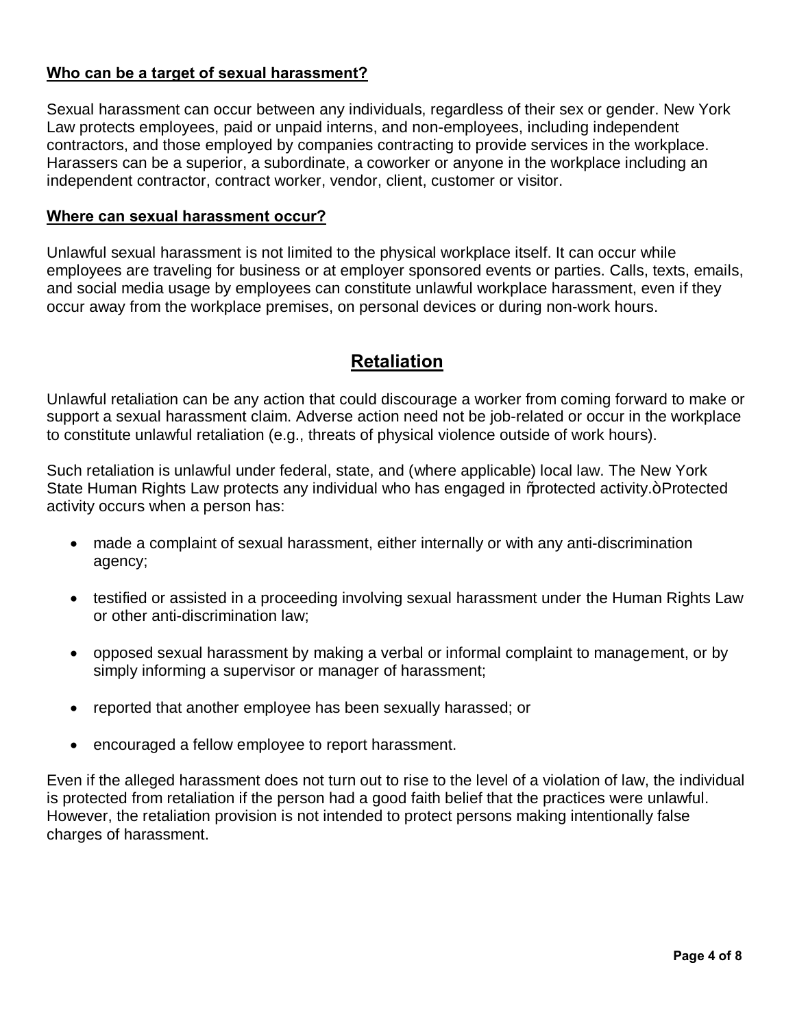**Who can be a target of sexual harassment?**

Sexual harassment can occur between any individuals, regardless of their sex or gender. New York Law protects employees, paid or unpaid interns, and non-employees, including independent contractors, and those employed by companies contracting to provide services in the workplace. Harassers can be a superior, a subordinate, a coworker or anyone in the workplace including an independent contractor, contract worker, vendor, client, customer or visitor.

**Where can sexual harassment occur?**

Unlawful sexual harassment is not limited to the physical workplace itself. It can occur while employees are traveling for business or at employer sponsored events or parties. Calls, texts, emails, and social media usage by employees can constitute unlawful workplace harassment, even if they occur away from the workplace premises, on personal devices or during non-work hours.

## Retaliation

Unlawful retaliation can be any action that could discourage a worker from coming forward to make or support a sexual harassment claim. Adverse action need not be job-related or occur in the workplace to constitute unlawful retaliation (e.g., threats of physical violence outside of work hours).

Such retaliation is unlawful under federal, state, and (where applicable) local law. The New York State Human Rights Law protects any individual who has engaged in "protected activity." Protected activity occurs when a person has:

- made a complaint of sexual harassment, either internally or with any anti-discrimination agency;
- testified or assisted in a proceeding involving sexual harassment under the Human Rights Law or other anti-discrimination law;
- opposed sexual harassment by making a verbal or informal complaint to management, or by simply informing a supervisor or manager of harassment;
- reported that another employee has been sexually harassed; or
- encouraged a fellow employee to report harassment.

Even if the alleged harassment does not turn out to rise to the level of a violation of law, the individual is protected from retaliation if the person had a good faith belief that the practices were unlawful. However, the retaliation provision is not intended to protect persons making intentionally false charges of harassment.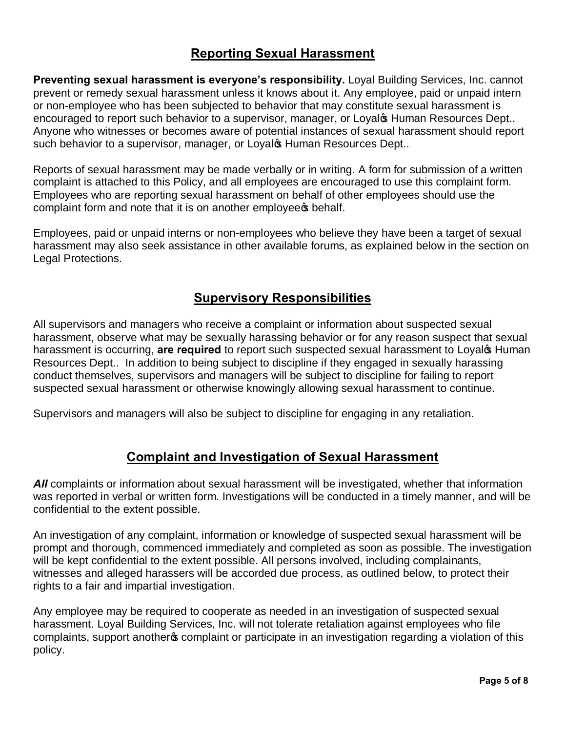## Reporting Sexual Harassment

**Preventing sexual harassment is everyone's responsibility.** Loyal Building Services, Inc. cannot prevent or remedy sexual harassment unless it knows about it. Any employee, paid or unpaid intern or non-employee who has been subjected to behavior that may constitute sexual harassment is encouraged to report such behavior to a supervisor, manager, or Loyal's Human Resources Dept.. Anyone who witnesses or becomes aware of potential instances of sexual harassment should report such behavior to a supervisor, manager, or Loyal's Human Resources Dept..

Reports of sexual harassment may be made verbally or in writing. A form for submission of a written complaint is attached to this Policy, and all employees are encouraged to use this complaint form. Employees who are reporting sexual harassment on behalf of other employees should use the complaint form and note that it is on another employee's behalf.

Employees, paid or unpaid interns or non-employees who believe they have been a target of sexual harassment may also seek assistance in other available forums, as explained below in the section on Legal Protections.

## Supervisory Responsibilities

All supervisors and managers who receive a complaint or information about suspected sexual harassment, observe what may be sexually harassing behavior or for any reason suspect that sexual harassment is occurring, **are required** to report such suspected sexual harassment to Loyal's Human Resources Dept.. In addition to being subject to discipline if they engaged in sexually harassing conduct themselves, supervisors and managers will be subject to discipline for failing to report suspected sexual harassment or otherwise knowingly allowing sexual harassment to continue.

Supervisors and managers will also be subject to discipline for engaging in any retaliation.

## Complaint and Investigation of Sexual Harassment

***All*** complaints or information about sexual harassment will be investigated, whether that information was reported in verbal or written form. Investigations will be conducted in a timely manner, and will be confidential to the extent possible.

An investigation of any complaint, information or knowledge of suspected sexual harassment will be prompt and thorough, commenced immediately and completed as soon as possible. The investigation will be kept confidential to the extent possible. All persons involved, including complainants, witnesses and alleged harassers will be accorded due process, as outlined below, to protect their rights to a fair and impartial investigation.

Any employee may be required to cooperate as needed in an investigation of suspected sexual harassment. Loyal Building Services, Inc. will not tolerate retaliation against employees who file complaints, support another's complaint or participate in an investigation regarding a violation of this policy.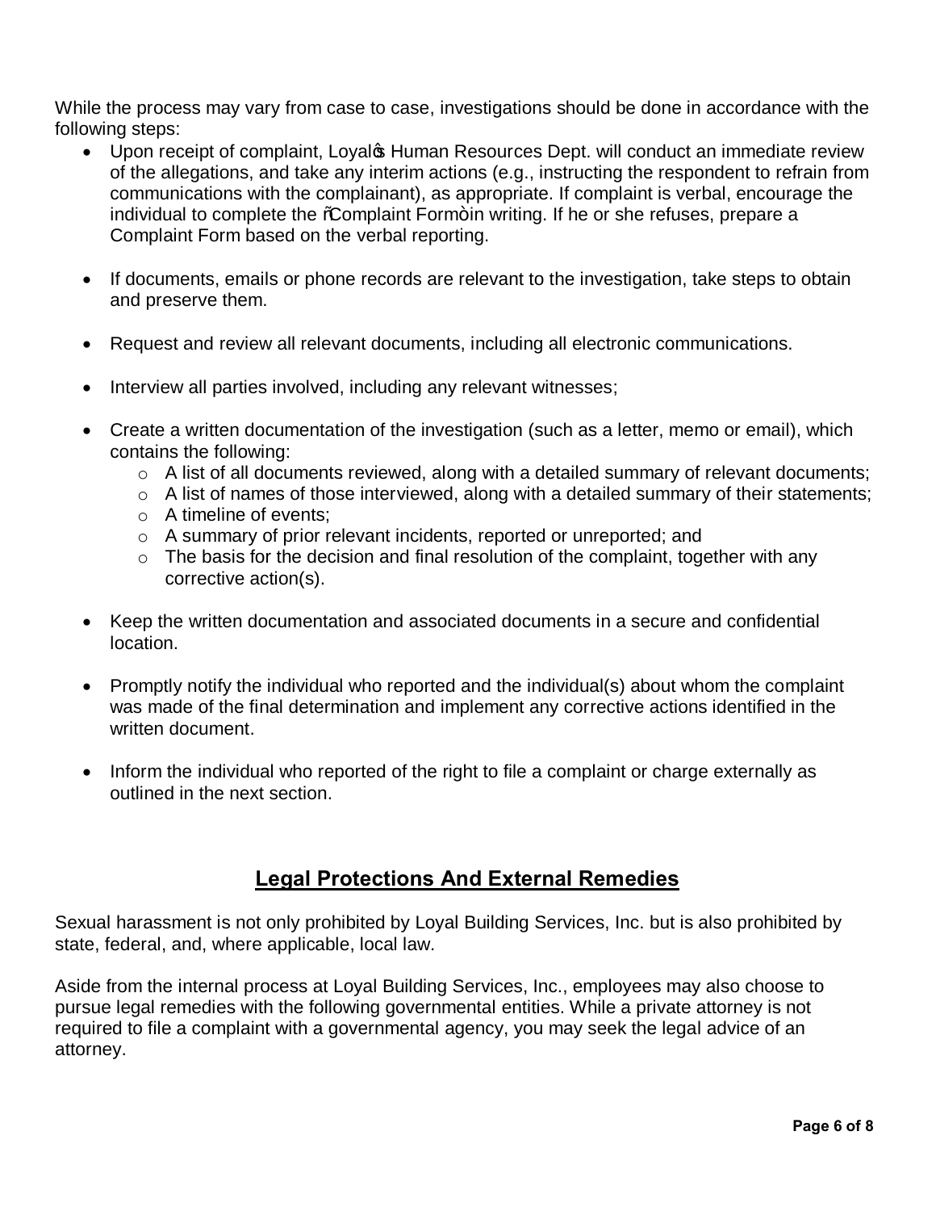While the process may vary from case to case, investigations should be done in accordance with the following steps:

- Upon receipt of complaint, Loyal's Human Resources Dept. will conduct an immediate review of the allegations, and take any interim actions (e.g., instructing the respondent to refrain from communications with the complainant), as appropriate. If complaint is verbal, encourage the individual to complete the "Complaint Form" in writing. If he or she refuses, prepare a Complaint Form based on the verbal reporting.

- If documents, emails or phone records are relevant to the investigation, take steps to obtain and preserve them.

- Request and review all relevant documents, including all electronic communications.

- Interview all parties involved, including any relevant witnesses;

- Create a written documentation of the investigation (such as a letter, memo or email), which contains the following:
  - A list of all documents reviewed, along with a detailed summary of relevant documents;
  - A list of names of those interviewed, along with a detailed summary of their statements;
  - A timeline of events;
  - A summary of prior relevant incidents, reported or unreported; and
  - The basis for the decision and final resolution of the complaint, together with any corrective action(s).

- Keep the written documentation and associated documents in a secure and confidential location.

- Promptly notify the individual who reported and the individual(s) about whom the complaint was made of the final determination and implement any corrective actions identified in the written document.

- Inform the individual who reported of the right to file a complaint or charge externally as outlined in the next section.

## Legal Protections And External Remedies

Sexual harassment is not only prohibited by Loyal Building Services, Inc. but is also prohibited by state, federal, and, where applicable, local law.

Aside from the internal process at Loyal Building Services, Inc., employees may also choose to pursue legal remedies with the following governmental entities. While a private attorney is not required to file a complaint with a governmental agency, you may seek the legal advice of an attorney.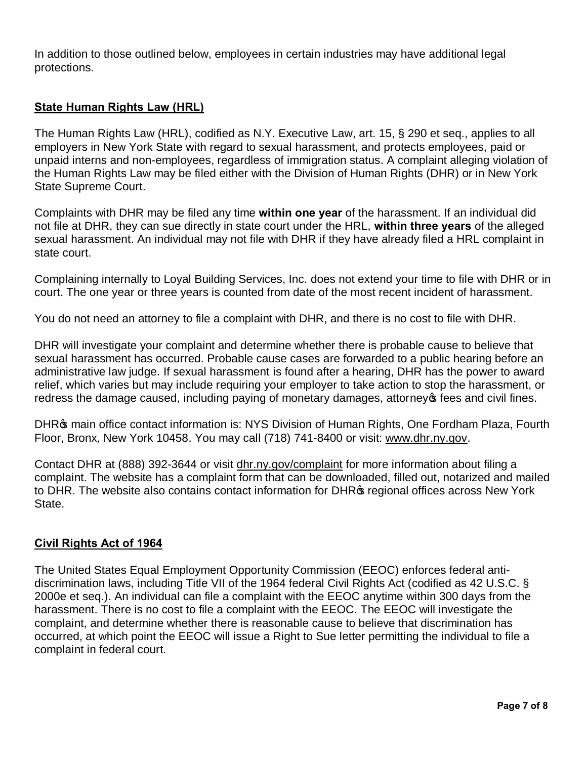In addition to those outlined below, employees in certain industries may have additional legal protections.

## State Human Rights Law (HRL)

The Human Rights Law (HRL), codified as N.Y. Executive Law, art. 15, § 290 et seq., applies to all employers in New York State with regard to sexual harassment, and protects employees, paid or unpaid interns and non-employees, regardless of immigration status. A complaint alleging violation of the Human Rights Law may be filed either with the Division of Human Rights (DHR) or in New York State Supreme Court.

Complaints with DHR may be filed any time **within one year** of the harassment. If an individual did not file at DHR, they can sue directly in state court under the HRL, **within three years** of the alleged sexual harassment. An individual may not file with DHR if they have already filed a HRL complaint in state court.

Complaining internally to Loyal Building Services, Inc. does not extend your time to file with DHR or in court. The one year or three years is counted from date of the most recent incident of harassment.

You do not need an attorney to file a complaint with DHR, and there is no cost to file with DHR.

DHR will investigate your complaint and determine whether there is probable cause to believe that sexual harassment has occurred. Probable cause cases are forwarded to a public hearing before an administrative law judge. If sexual harassment is found after a hearing, DHR has the power to award relief, which varies but may include requiring your employer to take action to stop the harassment, or redress the damage caused, including paying of monetary damages, attorney's fees and civil fines.

DHR's main office contact information is: NYS Division of Human Rights, One Fordham Plaza, Fourth Floor, Bronx, New York 10458. You may call (718) 741-8400 or visit: www.dhr.ny.gov.

Contact DHR at (888) 392-3644 or visit dhr.ny.gov/complaint for more information about filing a complaint. The website has a complaint form that can be downloaded, filled out, notarized and mailed to DHR. The website also contains contact information for DHR's regional offices across New York State.

## Civil Rights Act of 1964

The United States Equal Employment Opportunity Commission (EEOC) enforces federal anti-discrimination laws, including Title VII of the 1964 federal Civil Rights Act (codified as 42 U.S.C. § 2000e et seq.). An individual can file a complaint with the EEOC anytime within 300 days from the harassment. There is no cost to file a complaint with the EEOC. The EEOC will investigate the complaint, and determine whether there is reasonable cause to believe that discrimination has occurred, at which point the EEOC will issue a Right to Sue letter permitting the individual to file a complaint in federal court.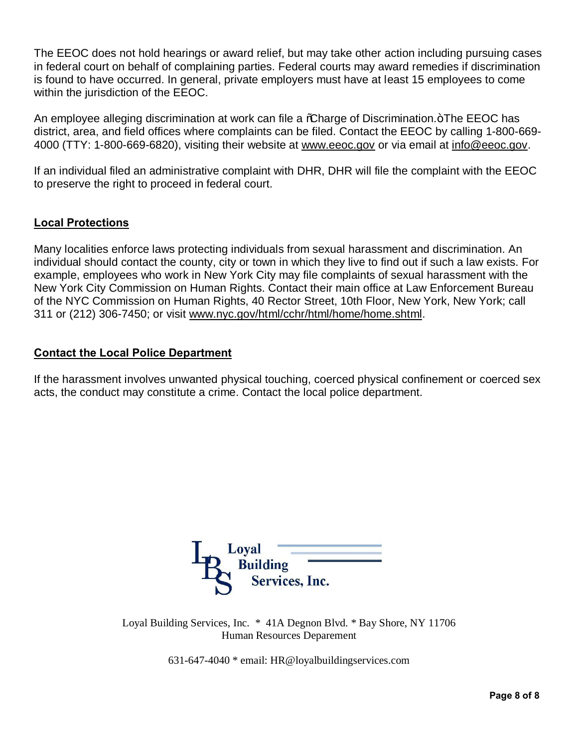The EEOC does not hold hearings or award relief, but may take other action including pursuing cases in federal court on behalf of complaining parties. Federal courts may award remedies if discrimination is found to have occurred. In general, private employers must have at least 15 employees to come within the jurisdiction of the EEOC.

An employee alleging discrimination at work can file a "Charge of Discrimination." The EEOC has district, area, and field offices where complaints can be filed. Contact the EEOC by calling 1-800-669-4000 (TTY: 1-800-669-6820), visiting their website at www.eeoc.gov or via email at info@eeoc.gov.

If an individual filed an administrative complaint with DHR, DHR will file the complaint with the EEOC to preserve the right to proceed in federal court.

**Local Protections**

Many localities enforce laws protecting individuals from sexual harassment and discrimination. An individual should contact the county, city or town in which they live to find out if such a law exists. For example, employees who work in New York City may file complaints of sexual harassment with the New York City Commission on Human Rights. Contact their main office at Law Enforcement Bureau of the NYC Commission on Human Rights, 40 Rector Street, 10th Floor, New York, New York; call 311 or (212) 306-7450; or visit www.nyc.gov/html/cchr/html/home/home.shtml.

**Contact the Local Police Department**

If the harassment involves unwanted physical touching, coerced physical confinement or coerced sex acts, the conduct may constitute a crime. Contact the local police department.

Loyal Building Services, Inc.

Loyal Building Services, Inc. * 41A Degnon Blvd. * Bay Shore, NY 11706
Human Resources Deparement

631-647-4040 * email: HR@loyalbuildingservices.com